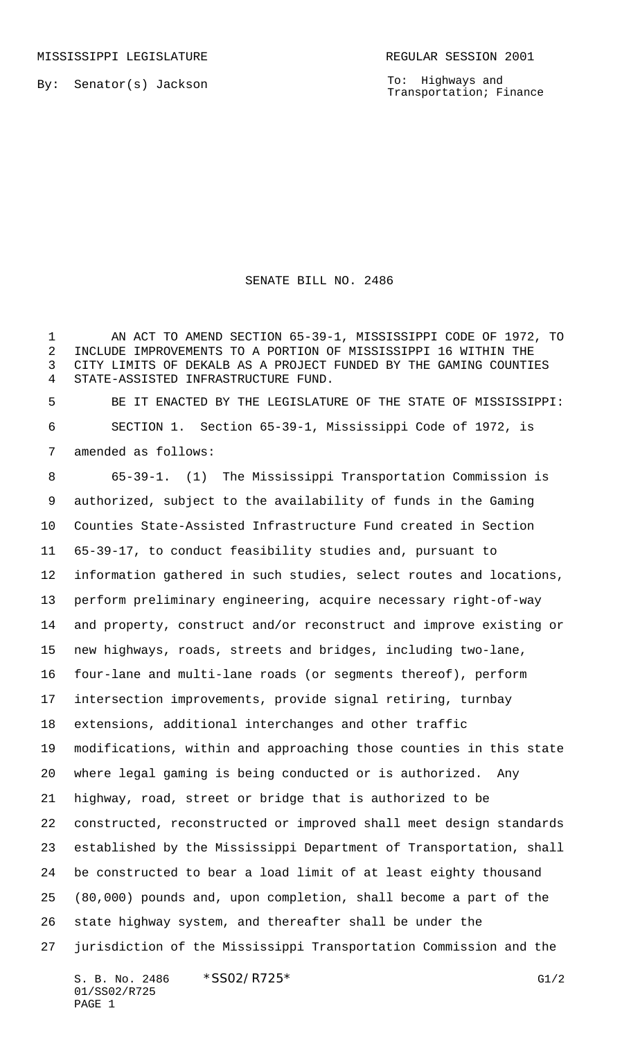MISSISSIPPI LEGISLATURE REGULAR SESSION 2001

By: Senator(s) Jackson

To: Highways and Transportation; Finance

# SENATE BILL NO. 2486

AN ACT TO AMEND SECTION 65-39-1, MISSISSIPPI CODE OF 1972, TO INCLUDE IMPROVEMENTS TO A PORTION OF MISSISSIPPI 16 WITHIN THE CITY LIMITS OF DEKALB AS A PROJECT FUNDED BY THE GAMING COUNTIES STATE-ASSISTED INFRASTRUCTURE FUND.

BE IT ENACTED BY THE LEGISLATURE OF THE STATE OF MISSISSIPPI:

SECTION 1. Section 65-39-1, Mississippi Code of 1972, is amended as follows:

65-39-1. (1) The Mississippi Transportation Commission is authorized, subject to the availability of funds in the Gaming Counties State-Assisted Infrastructure Fund created in Section 65-39-17, to conduct feasibility studies and, pursuant to information gathered in such studies, select routes and locations, perform preliminary engineering, acquire necessary right-of-way and property, construct and/or reconstruct and improve existing or new highways, roads, streets and bridges, including two-lane, four-lane and multi-lane roads (or segments thereof), perform intersection improvements, provide signal retiring, turnbay extensions, additional interchanges and other traffic modifications, within and approaching those counties in this state where legal gaming is being conducted or is authorized. Any highway, road, street or bridge that is authorized to be constructed, reconstructed or improved shall meet design standards established by the Mississippi Department of Transportation, shall be constructed to bear a load limit of at least eighty thousand (80,000) pounds and, upon completion, shall become a part of the state highway system, and thereafter shall be under the jurisdiction of the Mississippi Transportation Commission and the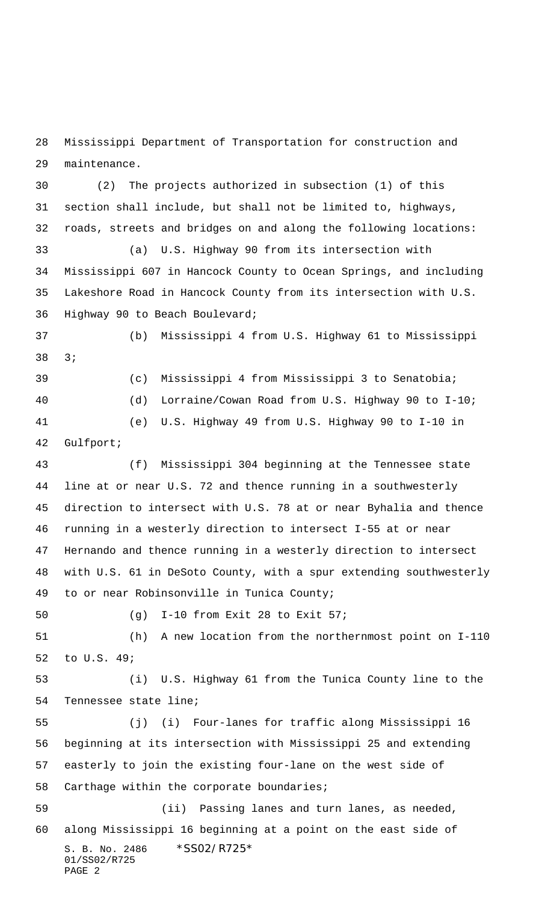Mississippi Department of Transportation for construction and maintenance.

(2) The projects authorized in subsection (1) of this section shall include, but shall not be limited to, highways, roads, streets and bridges on and along the following locations:

(a) U.S. Highway 90 from its intersection with Mississippi 607 in Hancock County to Ocean Springs, and including Lakeshore Road in Hancock County from its intersection with U.S. Highway 90 to Beach Boulevard;

(b) Mississippi 4 from U.S. Highway 61 to Mississippi 3;

(c) Mississippi 4 from Mississippi 3 to Senatobia;

(d) Lorraine/Cowan Road from U.S. Highway 90 to I-10;

(e) U.S. Highway 49 from U.S. Highway 90 to I-10 in Gulfport;

(f) Mississippi 304 beginning at the Tennessee state line at or near U.S. 72 and thence running in a southwesterly direction to intersect with U.S. 78 at or near Byhalia and thence running in a westerly direction to intersect I-55 at or near Hernando and thence running in a westerly direction to intersect with U.S. 61 in DeSoto County, with a spur extending southwesterly to or near Robinsonville in Tunica County;

(g) I-10 from Exit 28 to Exit 57;

(h) A new location from the northernmost point on I-110 to U.S. 49;

(i) U.S. Highway 61 from the Tunica County line to the Tennessee state line;

(j) (i) Four-lanes for traffic along Mississippi 16 beginning at its intersection with Mississippi 25 and extending easterly to join the existing four-lane on the west side of Carthage within the corporate boundaries;

(ii) Passing lanes and turn lanes, as needed, along Mississippi 16 beginning at a point on the east side of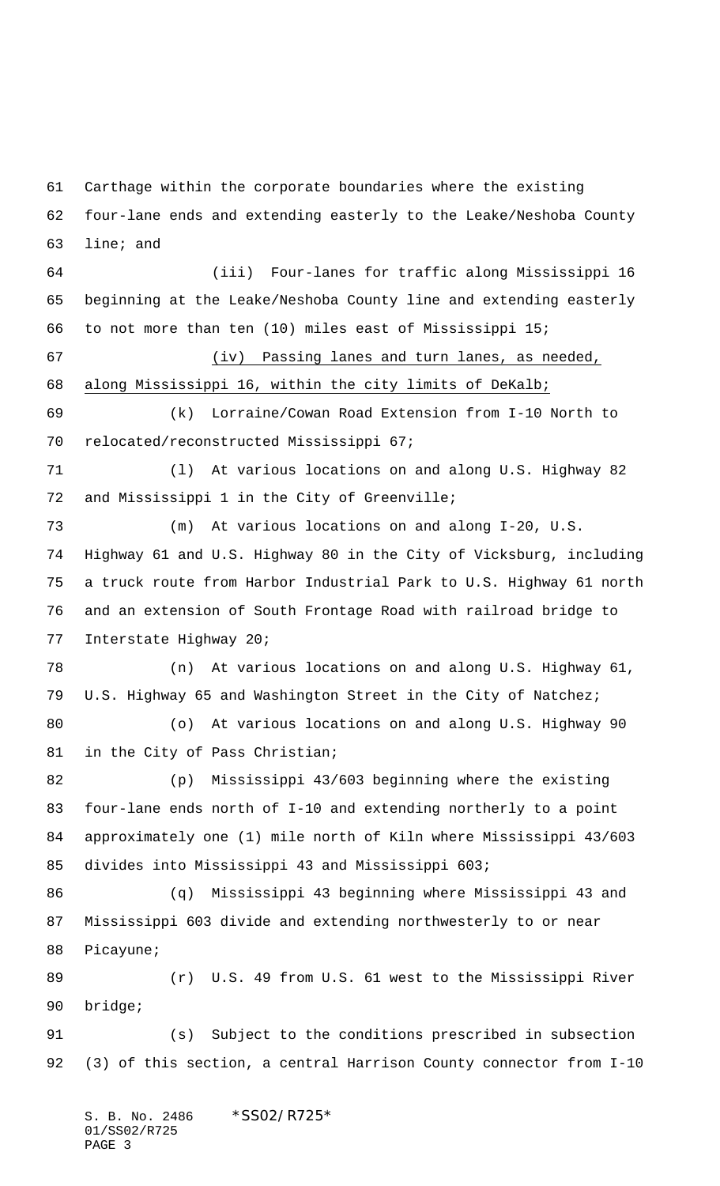Carthage within the corporate boundaries where the existing four-lane ends and extending easterly to the Leake/Neshoba County line; and

(iii) Four-lanes for traffic along Mississippi 16 beginning at the Leake/Neshoba County line and extending easterly to not more than ten (10) miles east of Mississippi 15;

<u>(iv) Passing lanes and turn lanes, as needed, along Mississippi 16, within the city limits of DeKalb;</u>

(k) Lorraine/Cowan Road Extension from I-10 North to relocated/reconstructed Mississippi 67;

(l) At various locations on and along U.S. Highway 82 and Mississippi 1 in the City of Greenville;

(m) At various locations on and along I-20, U.S. Highway 61 and U.S. Highway 80 in the City of Vicksburg, including a truck route from Harbor Industrial Park to U.S. Highway 61 north and an extension of South Frontage Road with railroad bridge to Interstate Highway 20;

(n) At various locations on and along U.S. Highway 61, U.S. Highway 65 and Washington Street in the City of Natchez;

(o) At various locations on and along U.S. Highway 90 in the City of Pass Christian;

(p) Mississippi 43/603 beginning where the existing four-lane ends north of I-10 and extending northerly to a point approximately one (1) mile north of Kiln where Mississippi 43/603 divides into Mississippi 43 and Mississippi 603;

(q) Mississippi 43 beginning where Mississippi 43 and Mississippi 603 divide and extending northwesterly to or near Picayune;

(r) U.S. 49 from U.S. 61 west to the Mississippi River bridge;

(s) Subject to the conditions prescribed in subsection (3) of this section, a central Harrison County connector from I-10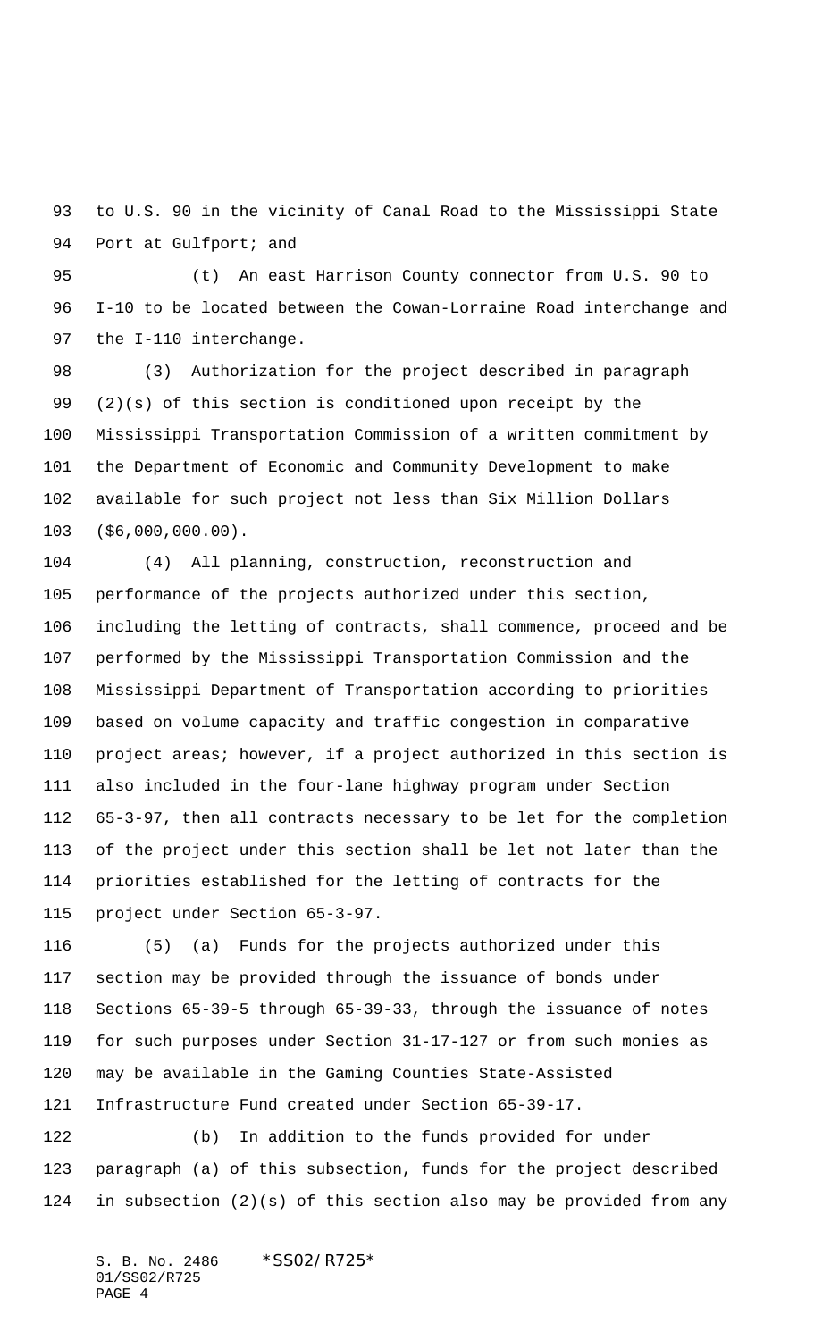to U.S. 90 in the vicinity of Canal Road to the Mississippi State Port at Gulfport; and

(t) An east Harrison County connector from U.S. 90 to I-10 to be located between the Cowan-Lorraine Road interchange and the I-110 interchange.

(3) Authorization for the project described in paragraph (2)(s) of this section is conditioned upon receipt by the Mississippi Transportation Commission of a written commitment by the Department of Economic and Community Development to make available for such project not less than Six Million Dollars ($6,000,000.00).

(4) All planning, construction, reconstruction and performance of the projects authorized under this section, including the letting of contracts, shall commence, proceed and be performed by the Mississippi Transportation Commission and the Mississippi Department of Transportation according to priorities based on volume capacity and traffic congestion in comparative project areas; however, if a project authorized in this section is also included in the four-lane highway program under Section 65-3-97, then all contracts necessary to be let for the completion of the project under this section shall be let not later than the priorities established for the letting of contracts for the project under Section 65-3-97.

(5) (a) Funds for the projects authorized under this section may be provided through the issuance of bonds under Sections 65-39-5 through 65-39-33, through the issuance of notes for such purposes under Section 31-17-127 or from such monies as may be available in the Gaming Counties State-Assisted Infrastructure Fund created under Section 65-39-17.

(b) In addition to the funds provided for under paragraph (a) of this subsection, funds for the project described in subsection (2)(s) of this section also may be provided from any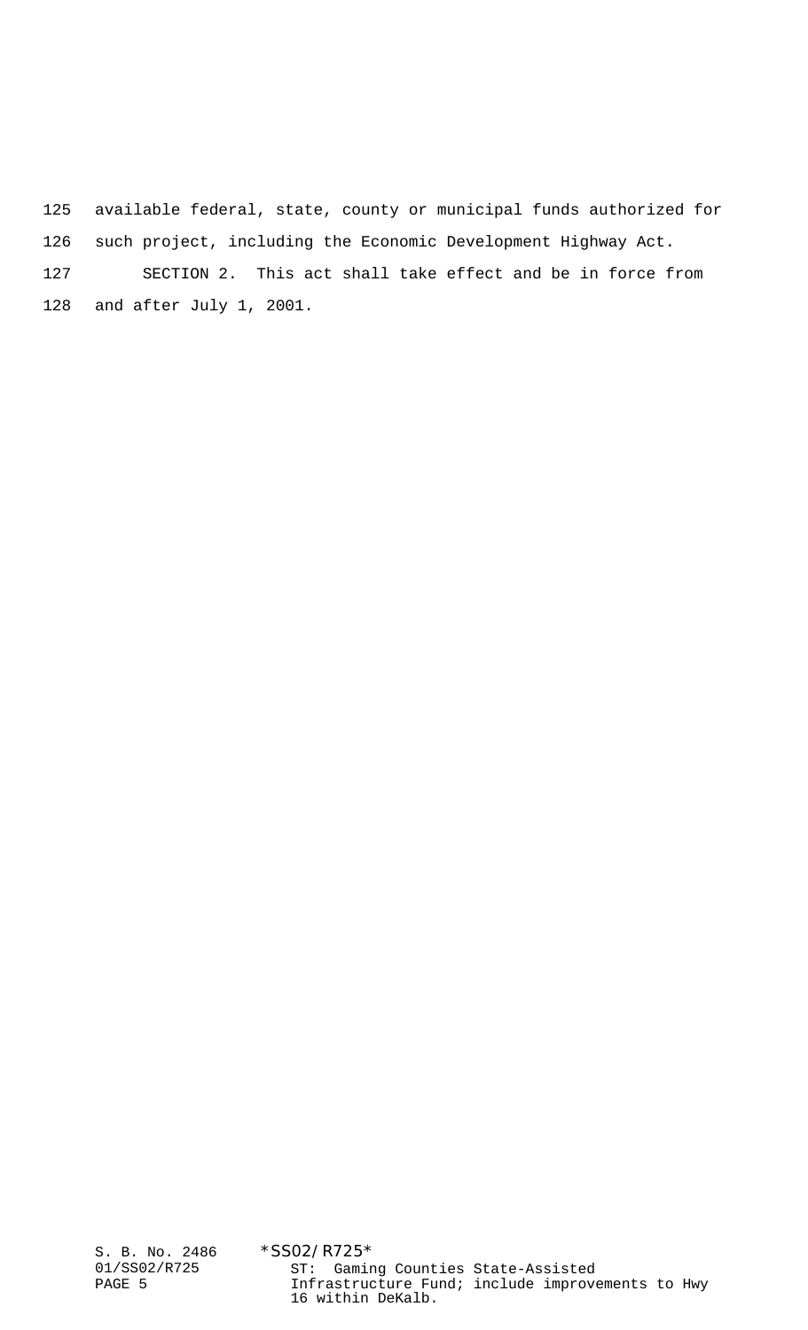available federal, state, county or municipal funds authorized for such project, including the Economic Development Highway Act.

SECTION 2. This act shall take effect and be in force from and after July 1, 2001.